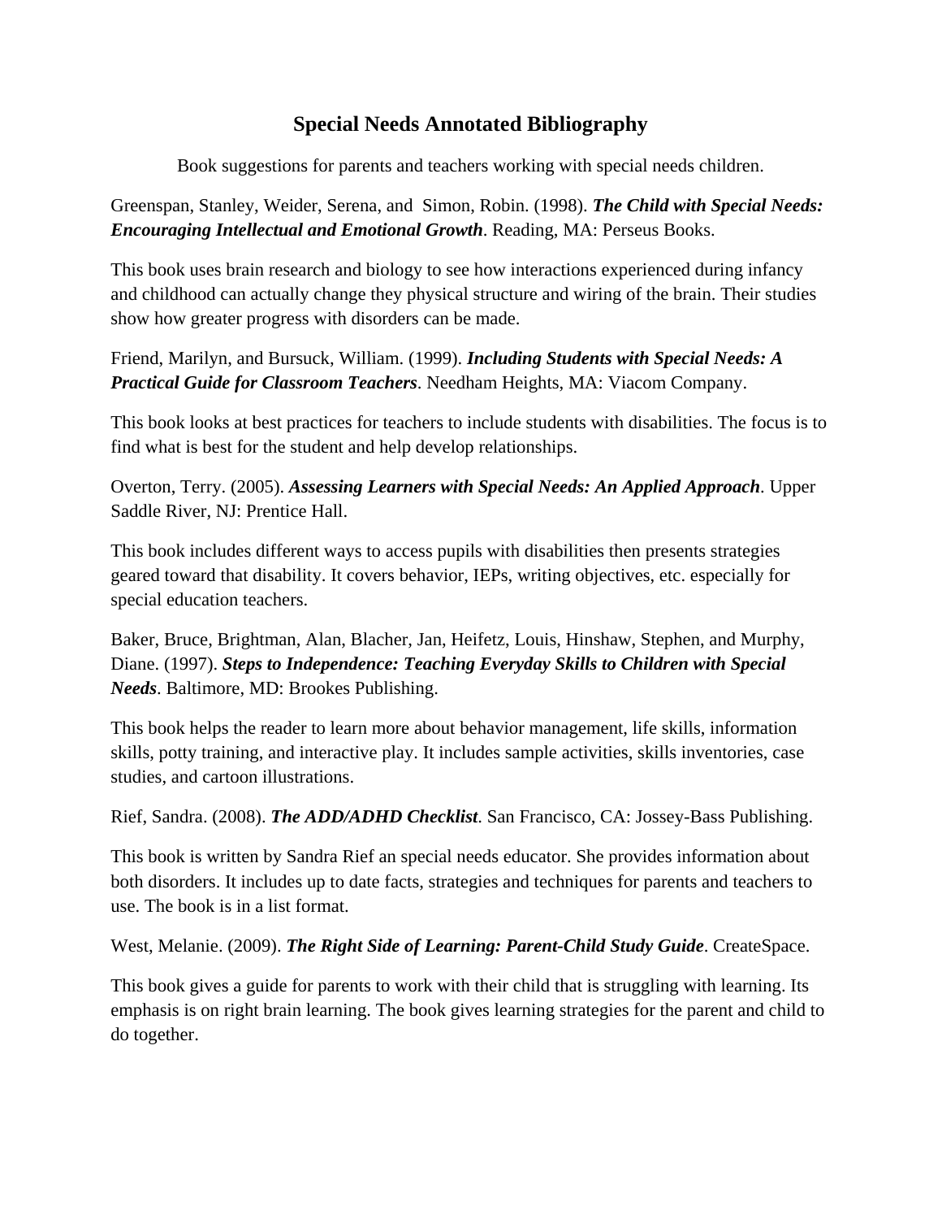# Special Needs Annotated Bibliography

Book suggestions for parents and teachers working with special needs children.

Greenspan, Stanley, Weider, Serena, and Simon, Robin. (1998). ***The Child with Special Needs: Encouraging Intellectual and Emotional Growth***. Reading, MA: Perseus Books.

This book uses brain research and biology to see how interactions experienced during infancy and childhood can actually change they physical structure and wiring of the brain. Their studies show how greater progress with disorders can be made.

Friend, Marilyn, and Bursuck, William. (1999). ***Including Students with Special Needs: A Practical Guide for Classroom Teachers***. Needham Heights, MA: Viacom Company.

This book looks at best practices for teachers to include students with disabilities. The focus is to find what is best for the student and help develop relationships.

Overton, Terry. (2005). ***Assessing Learners with Special Needs: An Applied Approach***. Upper Saddle River, NJ: Prentice Hall.

This book includes different ways to access pupils with disabilities then presents strategies geared toward that disability. It covers behavior, IEPs, writing objectives, etc. especially for special education teachers.

Baker, Bruce, Brightman, Alan, Blacher, Jan, Heifetz, Louis, Hinshaw, Stephen, and Murphy, Diane. (1997). ***Steps to Independence: Teaching Everyday Skills to Children with Special Needs***. Baltimore, MD: Brookes Publishing.

This book helps the reader to learn more about behavior management, life skills, information skills, potty training, and interactive play. It includes sample activities, skills inventories, case studies, and cartoon illustrations.

Rief, Sandra. (2008). ***The ADD/ADHD Checklist***. San Francisco, CA: Jossey-Bass Publishing.

This book is written by Sandra Rief an special needs educator. She provides information about both disorders. It includes up to date facts, strategies and techniques for parents and teachers to use. The book is in a list format.

West, Melanie. (2009). ***The Right Side of Learning: Parent-Child Study Guide***. CreateSpace.

This book gives a guide for parents to work with their child that is struggling with learning. Its emphasis is on right brain learning. The book gives learning strategies for the parent and child to do together.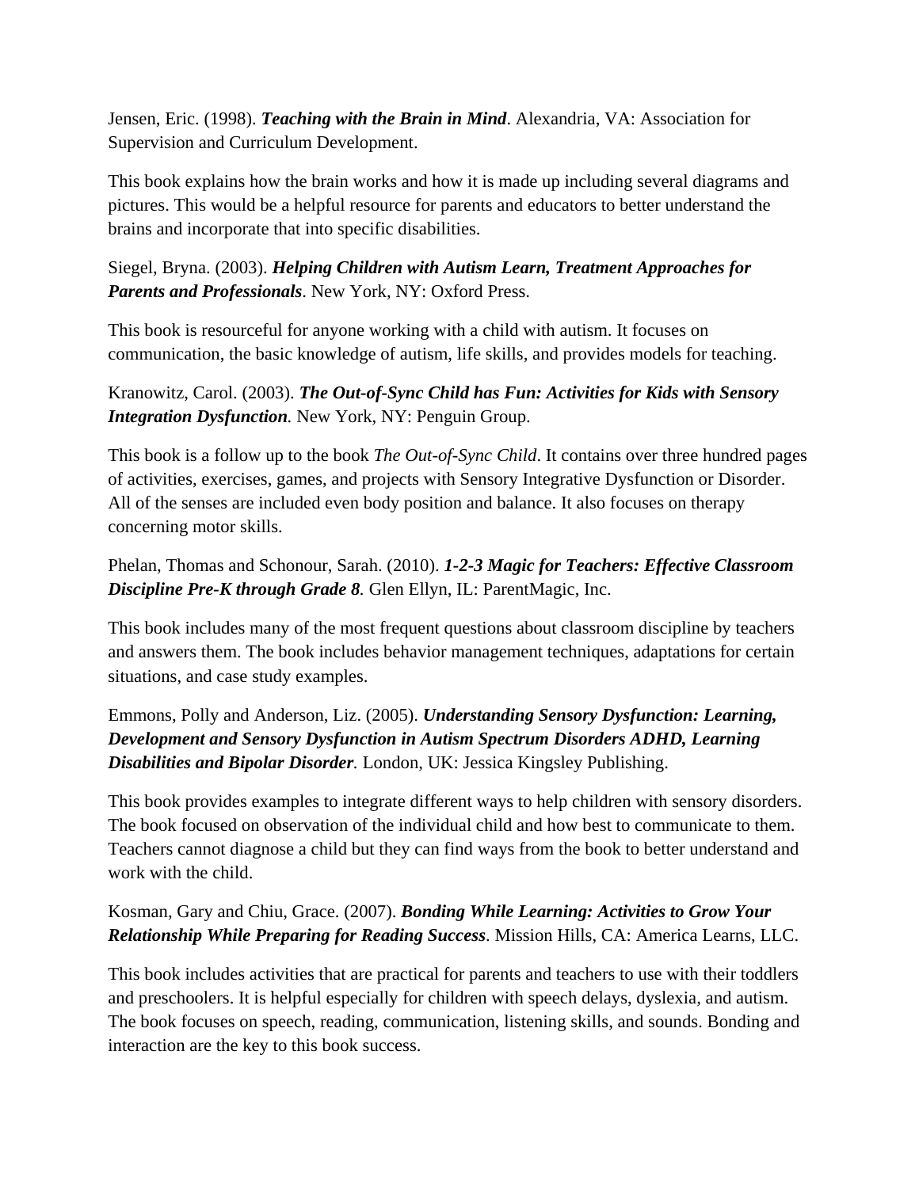Jensen, Eric. (1998). ***Teaching with the Brain in Mind***. Alexandria, VA: Association for Supervision and Curriculum Development.

This book explains how the brain works and how it is made up including several diagrams and pictures. This would be a helpful resource for parents and educators to better understand the brains and incorporate that into specific disabilities.

Siegel, Bryna. (2003). ***Helping Children with Autism Learn, Treatment Approaches for Parents and Professionals***. New York, NY: Oxford Press.

This book is resourceful for anyone working with a child with autism. It focuses on communication, the basic knowledge of autism, life skills, and provides models for teaching.

Kranowitz, Carol. (2003). ***The Out-of-Sync Child has Fun: Activities for Kids with Sensory Integration Dysfunction***. New York, NY: Penguin Group.

This book is a follow up to the book *The Out-of-Sync Child*. It contains over three hundred pages of activities, exercises, games, and projects with Sensory Integrative Dysfunction or Disorder. All of the senses are included even body position and balance. It also focuses on therapy concerning motor skills.

Phelan, Thomas and Schonour, Sarah. (2010). ***1-2-3 Magic for Teachers: Effective Classroom Discipline Pre-K through Grade 8***. Glen Ellyn, IL: ParentMagic, Inc.

This book includes many of the most frequent questions about classroom discipline by teachers and answers them. The book includes behavior management techniques, adaptations for certain situations, and case study examples.

Emmons, Polly and Anderson, Liz. (2005). ***Understanding Sensory Dysfunction: Learning, Development and Sensory Dysfunction in Autism Spectrum Disorders ADHD, Learning Disabilities and Bipolar Disorder***. London, UK: Jessica Kingsley Publishing.

This book provides examples to integrate different ways to help children with sensory disorders. The book focused on observation of the individual child and how best to communicate to them. Teachers cannot diagnose a child but they can find ways from the book to better understand and work with the child.

Kosman, Gary and Chiu, Grace. (2007). ***Bonding While Learning: Activities to Grow Your Relationship While Preparing for Reading Success***. Mission Hills, CA: America Learns, LLC.

This book includes activities that are practical for parents and teachers to use with their toddlers and preschoolers. It is helpful especially for children with speech delays, dyslexia, and autism. The book focuses on speech, reading, communication, listening skills, and sounds. Bonding and interaction are the key to this book success.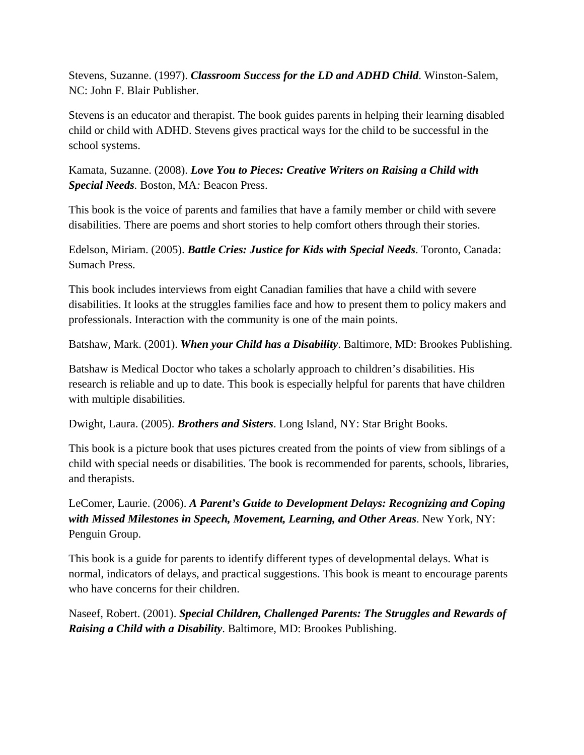Stevens, Suzanne. (1997). ***Classroom Success for the LD and ADHD Child***. Winston-Salem, NC: John F. Blair Publisher.

Stevens is an educator and therapist. The book guides parents in helping their learning disabled child or child with ADHD. Stevens gives practical ways for the child to be successful in the school systems.

Kamata, Suzanne. (2008). ***Love You to Pieces: Creative Writers on Raising a Child with Special Needs***. Boston, MA*:* Beacon Press.

This book is the voice of parents and families that have a family member or child with severe disabilities. There are poems and short stories to help comfort others through their stories.

Edelson, Miriam. (2005). ***Battle Cries: Justice for Kids with Special Needs***. Toronto, Canada: Sumach Press.

This book includes interviews from eight Canadian families that have a child with severe disabilities. It looks at the struggles families face and how to present them to policy makers and professionals. Interaction with the community is one of the main points.

Batshaw, Mark. (2001). ***When your Child has a Disability***. Baltimore, MD: Brookes Publishing.

Batshaw is Medical Doctor who takes a scholarly approach to children's disabilities. His research is reliable and up to date. This book is especially helpful for parents that have children with multiple disabilities.

Dwight, Laura. (2005). ***Brothers and Sisters***. Long Island, NY: Star Bright Books.

This book is a picture book that uses pictures created from the points of view from siblings of a child with special needs or disabilities. The book is recommended for parents, schools, libraries, and therapists.

LeComer, Laurie. (2006). ***A Parent's Guide to Development Delays: Recognizing and Coping with Missed Milestones in Speech, Movement, Learning, and Other Areas***. New York, NY: Penguin Group.

This book is a guide for parents to identify different types of developmental delays. What is normal, indicators of delays, and practical suggestions. This book is meant to encourage parents who have concerns for their children.

Naseef, Robert. (2001). ***Special Children, Challenged Parents: The Struggles and Rewards of Raising a Child with a Disability***. Baltimore, MD: Brookes Publishing.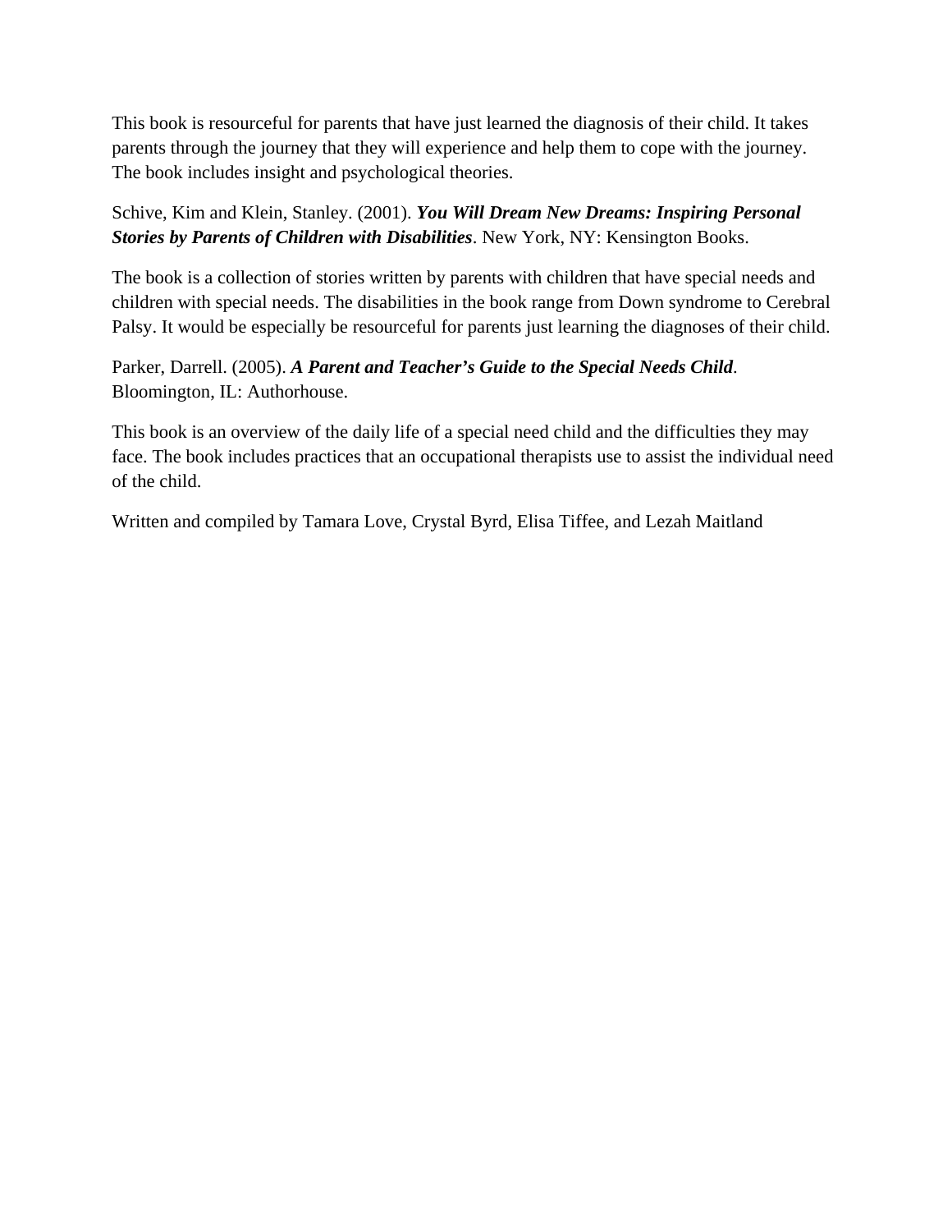This book is resourceful for parents that have just learned the diagnosis of their child. It takes parents through the journey that they will experience and help them to cope with the journey. The book includes insight and psychological theories.

Schive, Kim and Klein, Stanley. (2001). ***You Will Dream New Dreams: Inspiring Personal Stories by Parents of Children with Disabilities***. New York, NY: Kensington Books.

The book is a collection of stories written by parents with children that have special needs and children with special needs. The disabilities in the book range from Down syndrome to Cerebral Palsy. It would be especially be resourceful for parents just learning the diagnoses of their child.

Parker, Darrell. (2005). ***A Parent and Teacher's Guide to the Special Needs Child***. Bloomington, IL: Authorhouse.

This book is an overview of the daily life of a special need child and the difficulties they may face. The book includes practices that an occupational therapists use to assist the individual need of the child.

Written and compiled by Tamara Love, Crystal Byrd, Elisa Tiffee, and Lezah Maitland